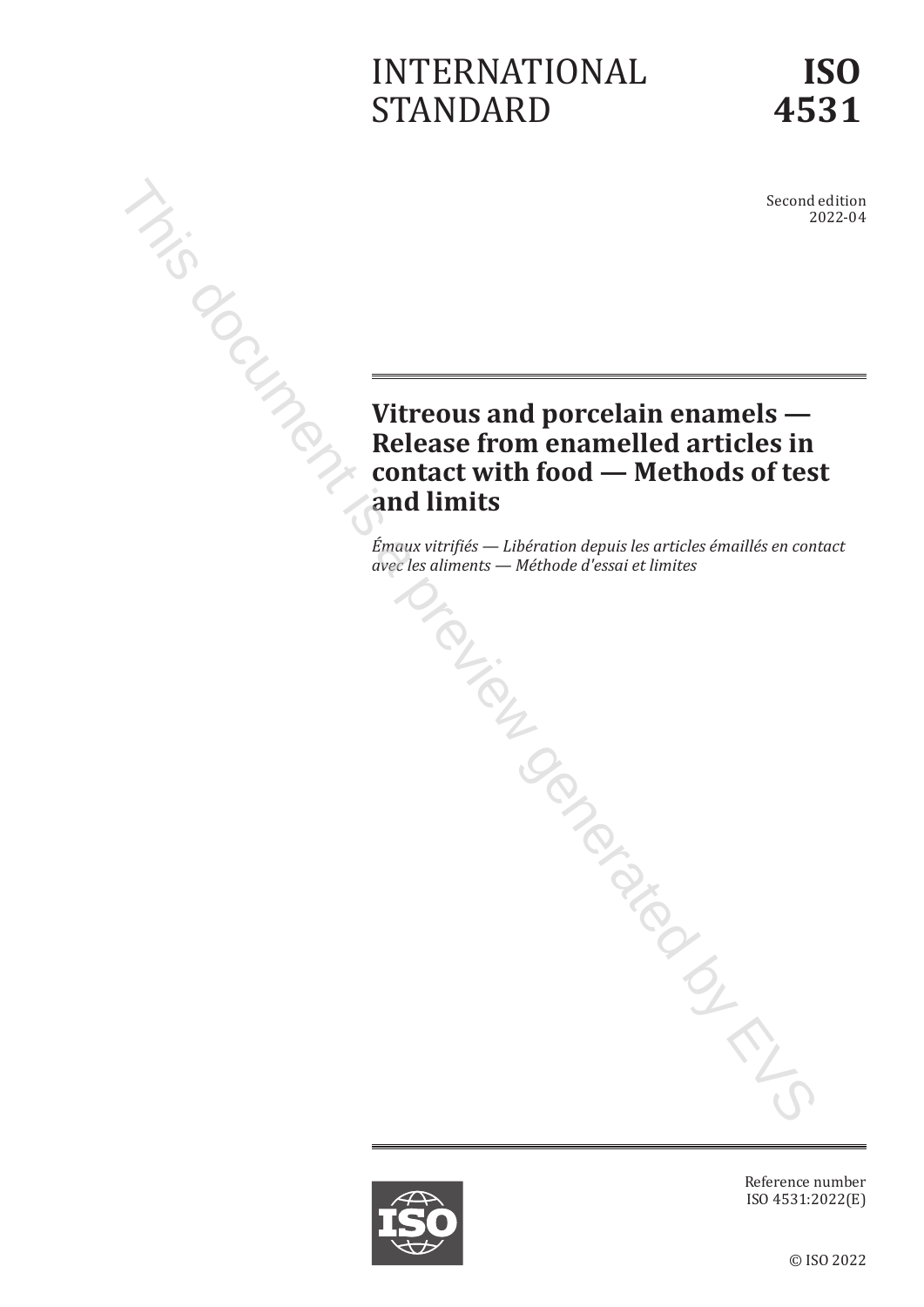# INTERNATIONAL STANDARD

# ISO 4531

Second edition
2022-04

## Vitreous and porcelain enamels — Release from enamelled articles in contact with food — Methods of test and limits

*Émaux vitrifiés — Libération depuis les articles émaillés en contact avec les aliments — Méthode d'essai et limites*

Reference number
ISO 4531:2022(E)

© ISO 2022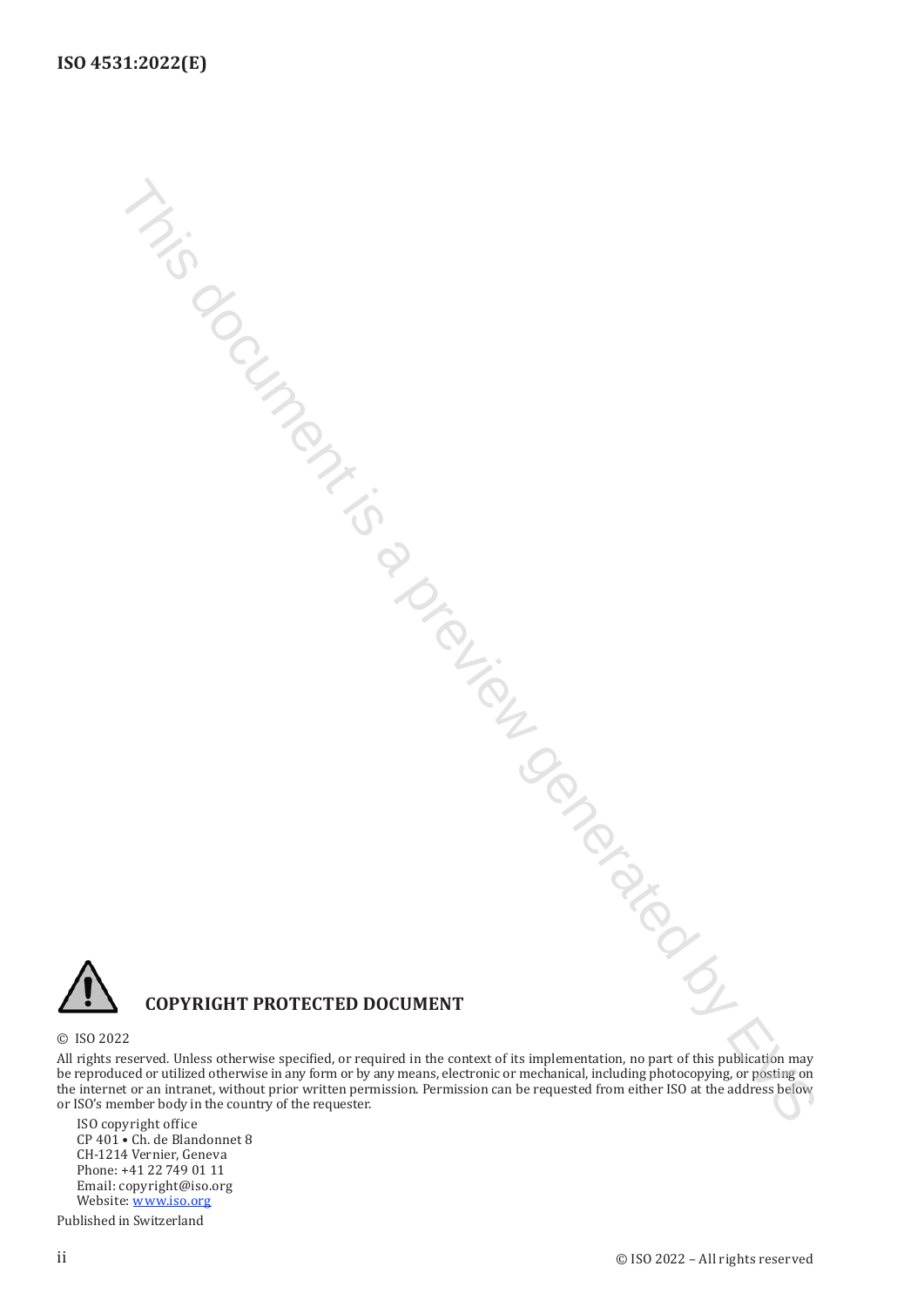**COPYRIGHT PROTECTED DOCUMENT**

© ISO 2022

All rights reserved. Unless otherwise specified, or required in the context of its implementation, no part of this publication may be reproduced or utilized otherwise in any form or by any means, electronic or mechanical, including photocopying, or posting on the internet or an intranet, without prior written permission. Permission can be requested from either ISO at the address below or ISO's member body in the country of the requester.

ISO copyright office
CP 401 • Ch. de Blandonnet 8
CH-1214 Vernier, Geneva
Phone: +41 22 749 01 11
Email: copyright@iso.org
Website: www.iso.org

Published in Switzerland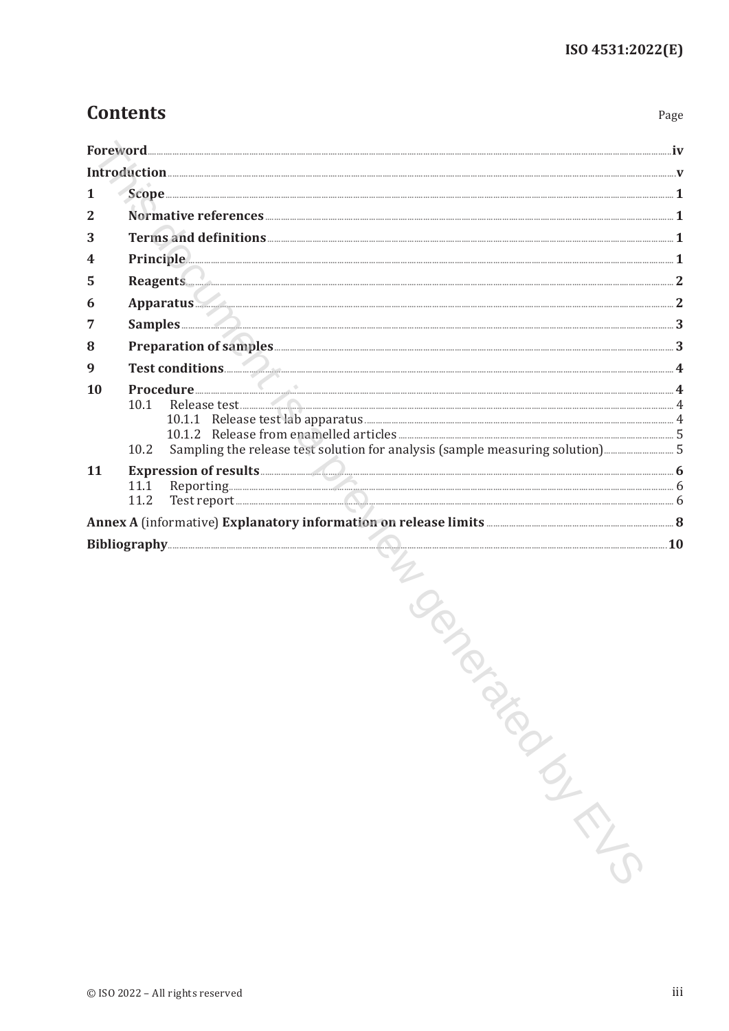# Contents

Page

**Foreword** .......... iv

**Introduction** .......... v

**1 Scope** .......... 1

**2 Normative references** .......... 1

**3 Terms and definitions** .......... 1

**4 Principle** .......... 1

**5 Reagents** .......... 2

**6 Apparatus** .......... 2

**7 Samples** .......... 3

**8 Preparation of samples** .......... 3

**9 Test conditions** .......... 4

**10 Procedure** .......... 4

- 10.1 Release test .......... 4
  - 10.1.1 Release test lab apparatus .......... 4
  - 10.1.2 Release from enamelled articles .......... 5
- 10.2 Sampling the release test solution for analysis (sample measuring solution) .......... 5

**11 Expression of results** .......... 6

- 11.1 Reporting .......... 6
- 11.2 Test report .......... 6

**Annex A** (informative) **Explanatory information on release limits** .......... 8

**Bibliography** .......... 10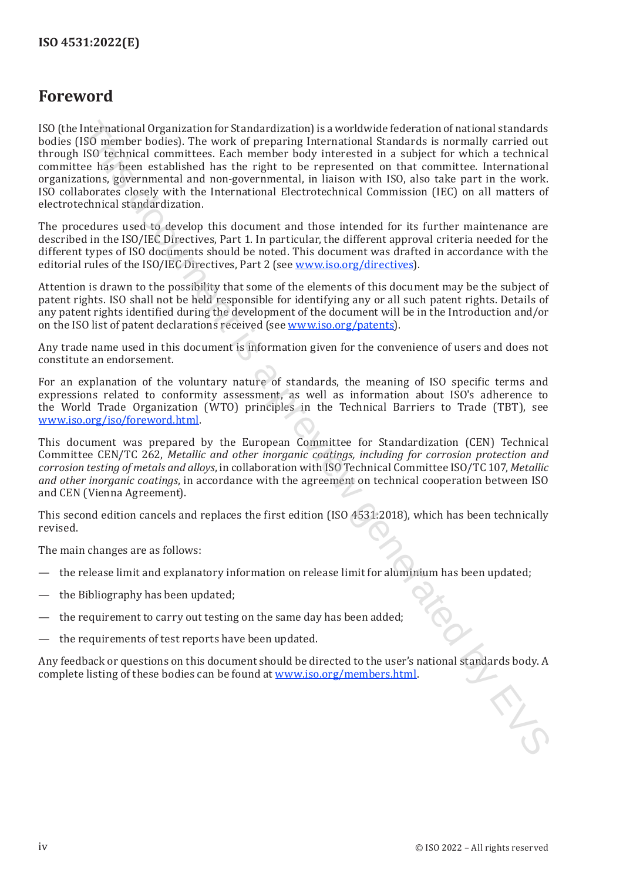# Foreword

ISO (the International Organization for Standardization) is a worldwide federation of national standards bodies (ISO member bodies). The work of preparing International Standards is normally carried out through ISO technical committees. Each member body interested in a subject for which a technical committee has been established has the right to be represented on that committee. International organizations, governmental and non-governmental, in liaison with ISO, also take part in the work. ISO collaborates closely with the International Electrotechnical Commission (IEC) on all matters of electrotechnical standardization.

The procedures used to develop this document and those intended for its further maintenance are described in the ISO/IEC Directives, Part 1. In particular, the different approval criteria needed for the different types of ISO documents should be noted. This document was drafted in accordance with the editorial rules of the ISO/IEC Directives, Part 2 (see www.iso.org/directives).

Attention is drawn to the possibility that some of the elements of this document may be the subject of patent rights. ISO shall not be held responsible for identifying any or all such patent rights. Details of any patent rights identified during the development of the document will be in the Introduction and/or on the ISO list of patent declarations received (see www.iso.org/patents).

Any trade name used in this document is information given for the convenience of users and does not constitute an endorsement.

For an explanation of the voluntary nature of standards, the meaning of ISO specific terms and expressions related to conformity assessment, as well as information about ISO's adherence to the World Trade Organization (WTO) principles in the Technical Barriers to Trade (TBT), see www.iso.org/iso/foreword.html.

This document was prepared by the European Committee for Standardization (CEN) Technical Committee CEN/TC 262, *Metallic and other inorganic coatings, including for corrosion protection and corrosion testing of metals and alloys*, in collaboration with ISO Technical Committee ISO/TC 107, *Metallic and other inorganic coatings*, in accordance with the agreement on technical cooperation between ISO and CEN (Vienna Agreement).

This second edition cancels and replaces the first edition (ISO 4531:2018), which has been technically revised.

The main changes are as follows:

- the release limit and explanatory information on release limit for aluminium has been updated;
- the Bibliography has been updated;
- the requirement to carry out testing on the same day has been added;
- the requirements of test reports have been updated.

Any feedback or questions on this document should be directed to the user's national standards body. A complete listing of these bodies can be found at www.iso.org/members.html.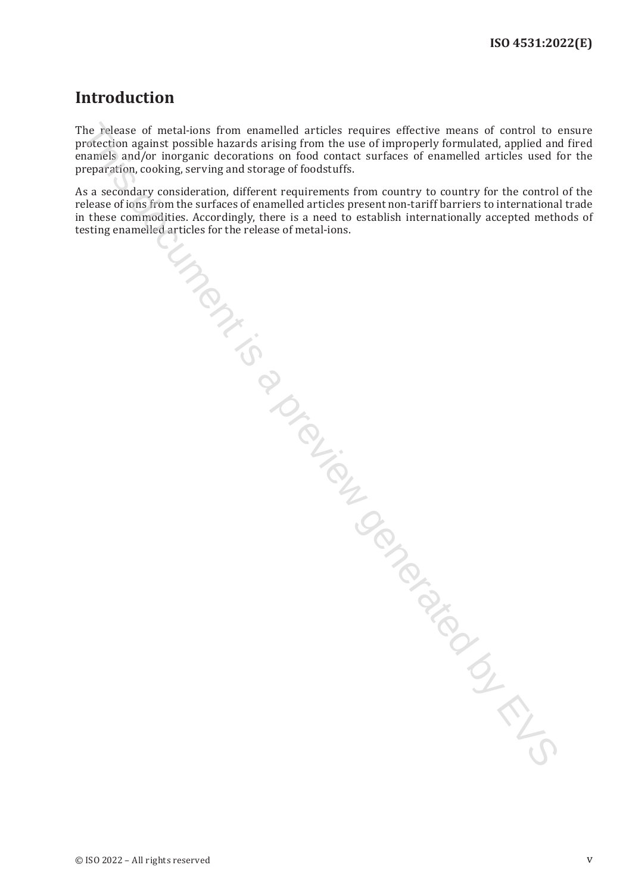# Introduction

The release of metal-ions from enamelled articles requires effective means of control to ensure protection against possible hazards arising from the use of improperly formulated, applied and fired enamels and/or inorganic decorations on food contact surfaces of enamelled articles used for the preparation, cooking, serving and storage of foodstuffs.

As a secondary consideration, different requirements from country to country for the control of the release of ions from the surfaces of enamelled articles present non-tariff barriers to international trade in these commodities. Accordingly, there is a need to establish internationally accepted methods of testing enamelled articles for the release of metal-ions.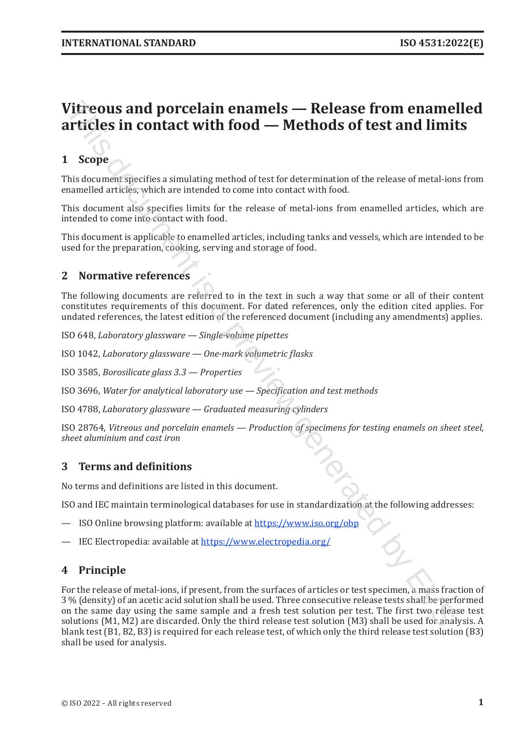# Vitreous and porcelain enamels — Release from enamelled articles in contact with food — Methods of test and limits

## 1 Scope

This document specifies a simulating method of test for determination of the release of metal-ions from enamelled articles, which are intended to come into contact with food.

This document also specifies limits for the release of metal-ions from enamelled articles, which are intended to come into contact with food.

This document is applicable to enamelled articles, including tanks and vessels, which are intended to be used for the preparation, cooking, serving and storage of food.

## 2 Normative references

The following documents are referred to in the text in such a way that some or all of their content constitutes requirements of this document. For dated references, only the edition cited applies. For undated references, the latest edition of the referenced document (including any amendments) applies.

ISO 648, *Laboratory glassware — Single-volume pipettes*

ISO 1042, *Laboratory glassware — One-mark volumetric flasks*

ISO 3585, *Borosilicate glass 3.3 — Properties*

ISO 3696, *Water for analytical laboratory use — Specification and test methods*

ISO 4788, *Laboratory glassware — Graduated measuring cylinders*

ISO 28764, *Vitreous and porcelain enamels — Production of specimens for testing enamels on sheet steel, sheet aluminium and cast iron*

## 3 Terms and definitions

No terms and definitions are listed in this document.

ISO and IEC maintain terminological databases for use in standardization at the following addresses:

— ISO Online browsing platform: available at https://www.iso.org/obp

— IEC Electropedia: available at https://www.electropedia.org/

## 4 Principle

For the release of metal-ions, if present, from the surfaces of articles or test specimen, a mass fraction of 3 % (density) of an acetic acid solution shall be used. Three consecutive release tests shall be performed on the same day using the same sample and a fresh test solution per test. The first two release test solutions (M1, M2) are discarded. Only the third release test solution (M3) shall be used for analysis. A blank test (B1, B2, B3) is required for each release test, of which only the third release test solution (B3) shall be used for analysis.